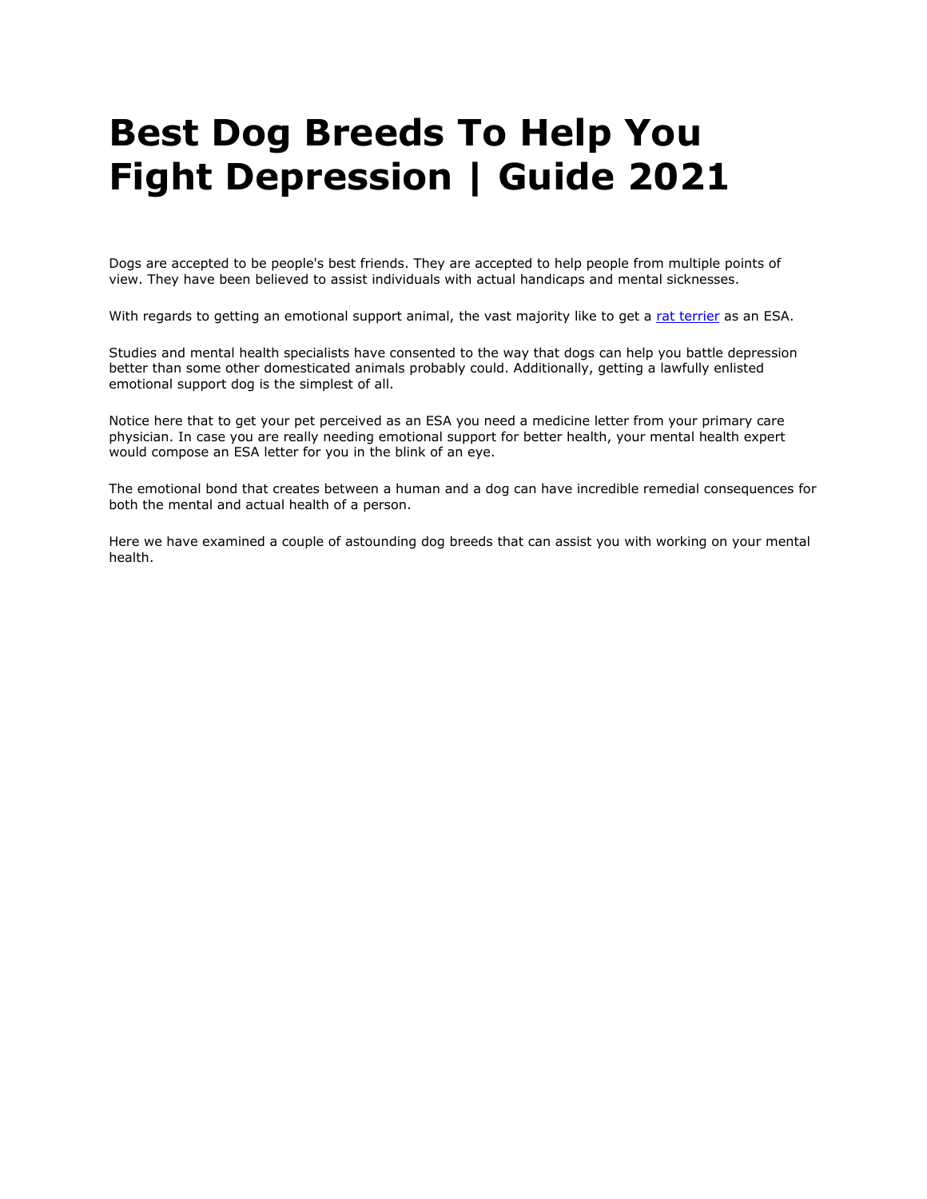# Best Dog Breeds To Help You Fight Depression | Guide 2021

Dogs are accepted to be people's best friends. They are accepted to help people from multiple points of view. They have been believed to assist individuals with actual handicaps and mental sicknesses.

With regards to getting an emotional support animal, the vast majority like to get a rat terrier as an ESA.

Studies and mental health specialists have consented to the way that dogs can help you battle depression better than some other domesticated animals probably could. Additionally, getting a lawfully enlisted emotional support dog is the simplest of all.

Notice here that to get your pet perceived as an ESA you need a medicine letter from your primary care physician. In case you are really needing emotional support for better health, your mental health expert would compose an ESA letter for you in the blink of an eye.

The emotional bond that creates between a human and a dog can have incredible remedial consequences for both the mental and actual health of a person.

Here we have examined a couple of astounding dog breeds that can assist you with working on your mental health.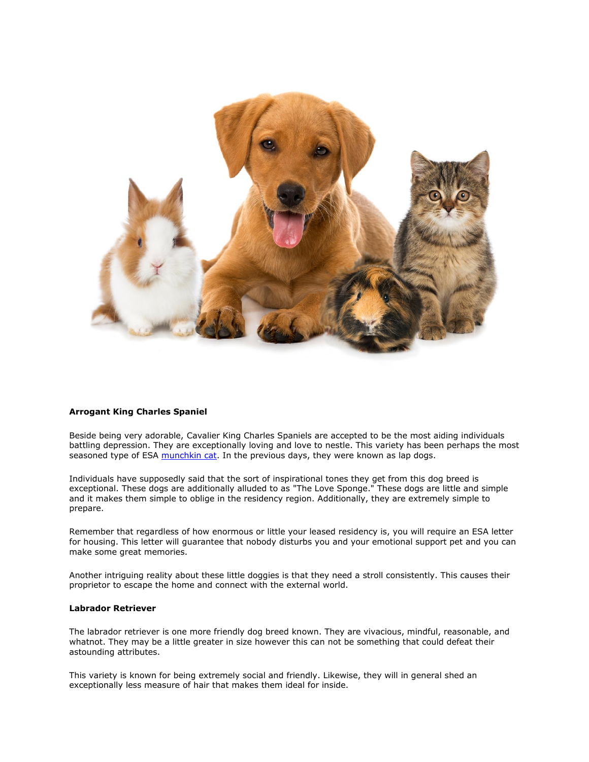**Arrogant King Charles Spaniel**

Beside being very adorable, Cavalier King Charles Spaniels are accepted to be the most aiding individuals battling depression. They are exceptionally loving and love to nestle. This variety has been perhaps the most seasoned type of ESA [munchkin cat](). In the previous days, they were known as lap dogs.

Individuals have supposedly said that the sort of inspirational tones they get from this dog breed is exceptional. These dogs are additionally alluded to as "The Love Sponge." These dogs are little and simple and it makes them simple to oblige in the residency region. Additionally, they are extremely simple to prepare.

Remember that regardless of how enormous or little your leased residency is, you will require an ESA letter for housing. This letter will guarantee that nobody disturbs you and your emotional support pet and you can make some great memories.

Another intriguing reality about these little doggies is that they need a stroll consistently. This causes their proprietor to escape the home and connect with the external world.

**Labrador Retriever**

The labrador retriever is one more friendly dog breed known. They are vivacious, mindful, reasonable, and whatnot. They may be a little greater in size however this can not be something that could defeat their astounding attributes.

This variety is known for being extremely social and friendly. Likewise, they will in general shed an exceptionally less measure of hair that makes them ideal for inside.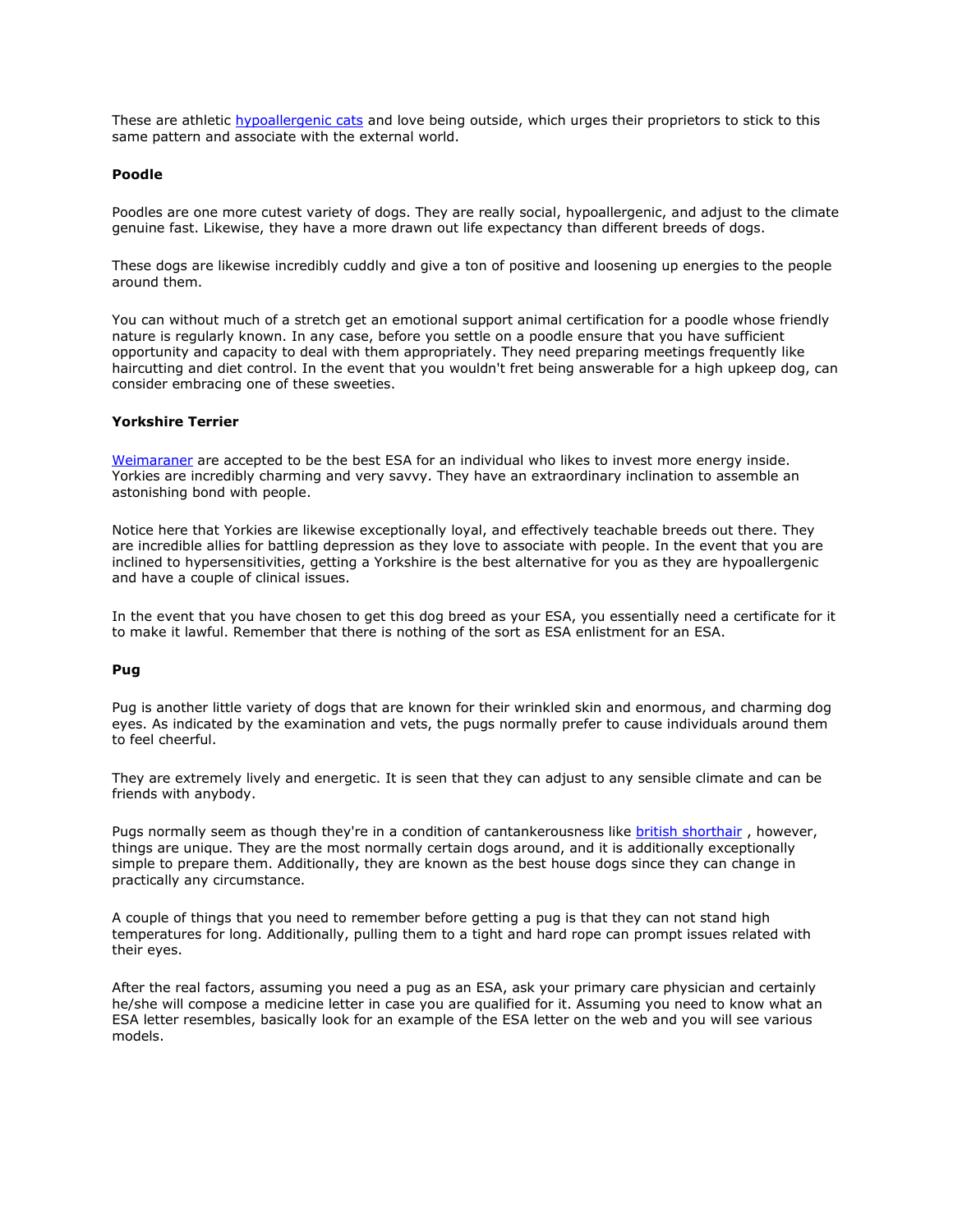These are athletic [hypoallergenic cats](#) and love being outside, which urges their proprietors to stick to this same pattern and associate with the external world.

**Poodle**

Poodles are one more cutest variety of dogs. They are really social, hypoallergenic, and adjust to the climate genuine fast. Likewise, they have a more drawn out life expectancy than different breeds of dogs.

These dogs are likewise incredibly cuddly and give a ton of positive and loosening up energies to the people around them.

You can without much of a stretch get an emotional support animal certification for a poodle whose friendly nature is regularly known. In any case, before you settle on a poodle ensure that you have sufficient opportunity and capacity to deal with them appropriately. They need preparing meetings frequently like haircutting and diet control. In the event that you wouldn't fret being answerable for a high upkeep dog, can consider embracing one of these sweeties.

**Yorkshire Terrier**

[Weimaraner](#) are accepted to be the best ESA for an individual who likes to invest more energy inside. Yorkies are incredibly charming and very savvy. They have an extraordinary inclination to assemble an astonishing bond with people.

Notice here that Yorkies are likewise exceptionally loyal, and effectively teachable breeds out there. They are incredible allies for battling depression as they love to associate with people. In the event that you are inclined to hypersensitivities, getting a Yorkshire is the best alternative for you as they are hypoallergenic and have a couple of clinical issues.

In the event that you have chosen to get this dog breed as your ESA, you essentially need a certificate for it to make it lawful. Remember that there is nothing of the sort as ESA enlistment for an ESA.

**Pug**

Pug is another little variety of dogs that are known for their wrinkled skin and enormous, and charming dog eyes. As indicated by the examination and vets, the pugs normally prefer to cause individuals around them to feel cheerful.

They are extremely lively and energetic. It is seen that they can adjust to any sensible climate and can be friends with anybody.

Pugs normally seem as though they're in a condition of cantankerousness like [british shorthair](#) , however, things are unique. They are the most normally certain dogs around, and it is additionally exceptionally simple to prepare them. Additionally, they are known as the best house dogs since they can change in practically any circumstance.

A couple of things that you need to remember before getting a pug is that they can not stand high temperatures for long. Additionally, pulling them to a tight and hard rope can prompt issues related with their eyes.

After the real factors, assuming you need a pug as an ESA, ask your primary care physician and certainly he/she will compose a medicine letter in case you are qualified for it. Assuming you need to know what an ESA letter resembles, basically look for an example of the ESA letter on the web and you will see various models.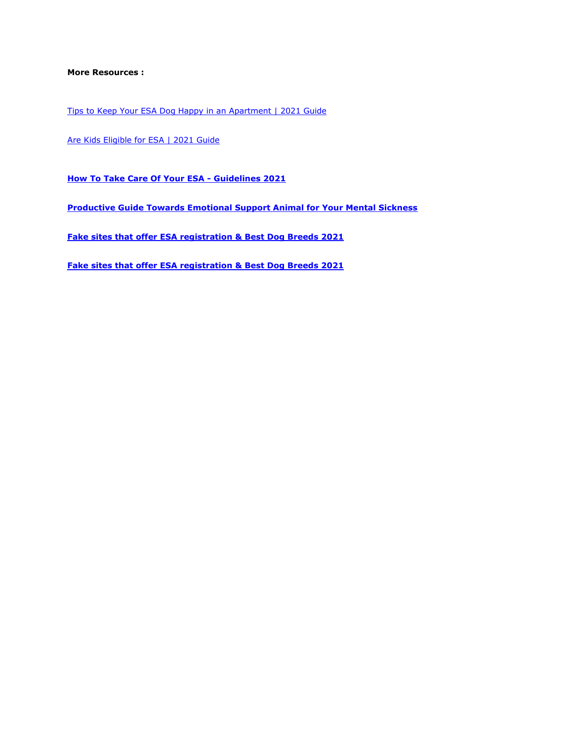**More Resources :**

Tips to Keep Your ESA Dog Happy in an Apartment | 2021 Guide

Are Kids Eligible for ESA | 2021 Guide

**How To Take Care Of Your ESA - Guidelines 2021**

**Productive Guide Towards Emotional Support Animal for Your Mental Sickness**

**Fake sites that offer ESA registration & Best Dog Breeds 2021**

**Fake sites that offer ESA registration & Best Dog Breeds 2021**